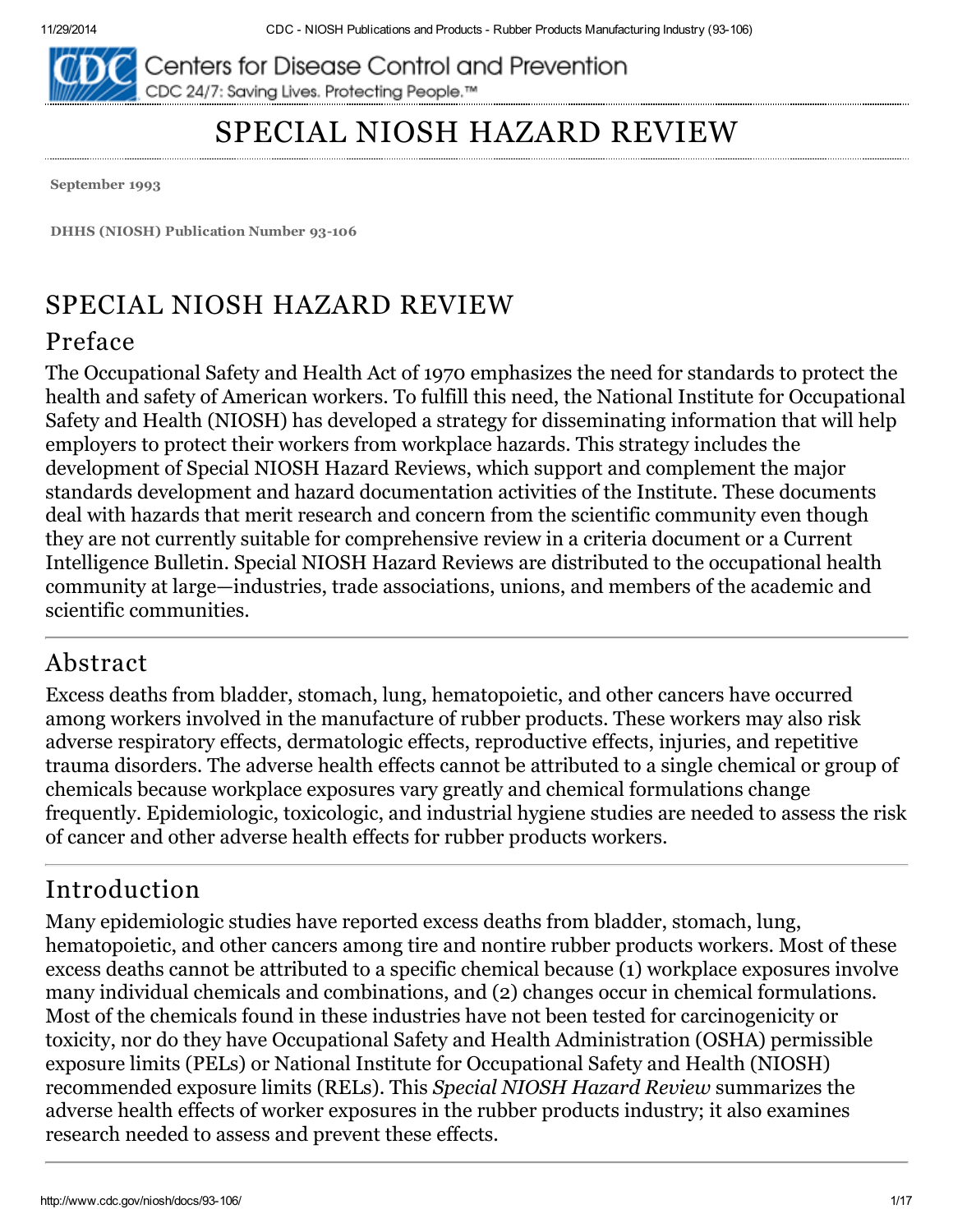# SPECIAL NIOSH HAZARD REVIEW

**September 1993**

**DHHS (NIOSH) Publication Number 93-106**

# SPECIAL NIOSH HAZARD REVIEW

## Preface

The Occupational Safety and Health Act of 1970 emphasizes the need for standards to protect the health and safety of American workers. To fulfill this need, the National Institute for Occupational Safety and Health (NIOSH) has developed a strategy for disseminating information that will help employers to protect their workers from workplace hazards. This strategy includes the development of Special NIOSH Hazard Reviews, which support and complement the major standards development and hazard documentation activities of the Institute. These documents deal with hazards that merit research and concern from the scientific community even though they are not currently suitable for comprehensive review in a criteria document or a Current Intelligence Bulletin. Special NIOSH Hazard Reviews are distributed to the occupational health community at large—industries, trade associations, unions, and members of the academic and scientific communities.

## Abstract

Excess deaths from bladder, stomach, lung, hematopoietic, and other cancers have occurred among workers involved in the manufacture of rubber products. These workers may also risk adverse respiratory effects, dermatologic effects, reproductive effects, injuries, and repetitive trauma disorders. The adverse health effects cannot be attributed to a single chemical or group of chemicals because workplace exposures vary greatly and chemical formulations change frequently. Epidemiologic, toxicologic, and industrial hygiene studies are needed to assess the risk of cancer and other adverse health effects for rubber products workers.

## Introduction

Many epidemiologic studies have reported excess deaths from bladder, stomach, lung, hematopoietic, and other cancers among tire and nontire rubber products workers. Most of these excess deaths cannot be attributed to a specific chemical because (1) workplace exposures involve many individual chemicals and combinations, and (2) changes occur in chemical formulations. Most of the chemicals found in these industries have not been tested for carcinogenicity or toxicity, nor do they have Occupational Safety and Health Administration (OSHA) permissible exposure limits (PELs) or National Institute for Occupational Safety and Health (NIOSH) recommended exposure limits (RELs). This *Special NIOSH Hazard Review* summarizes the adverse health effects of worker exposures in the rubber products industry; it also examines research needed to assess and prevent these effects.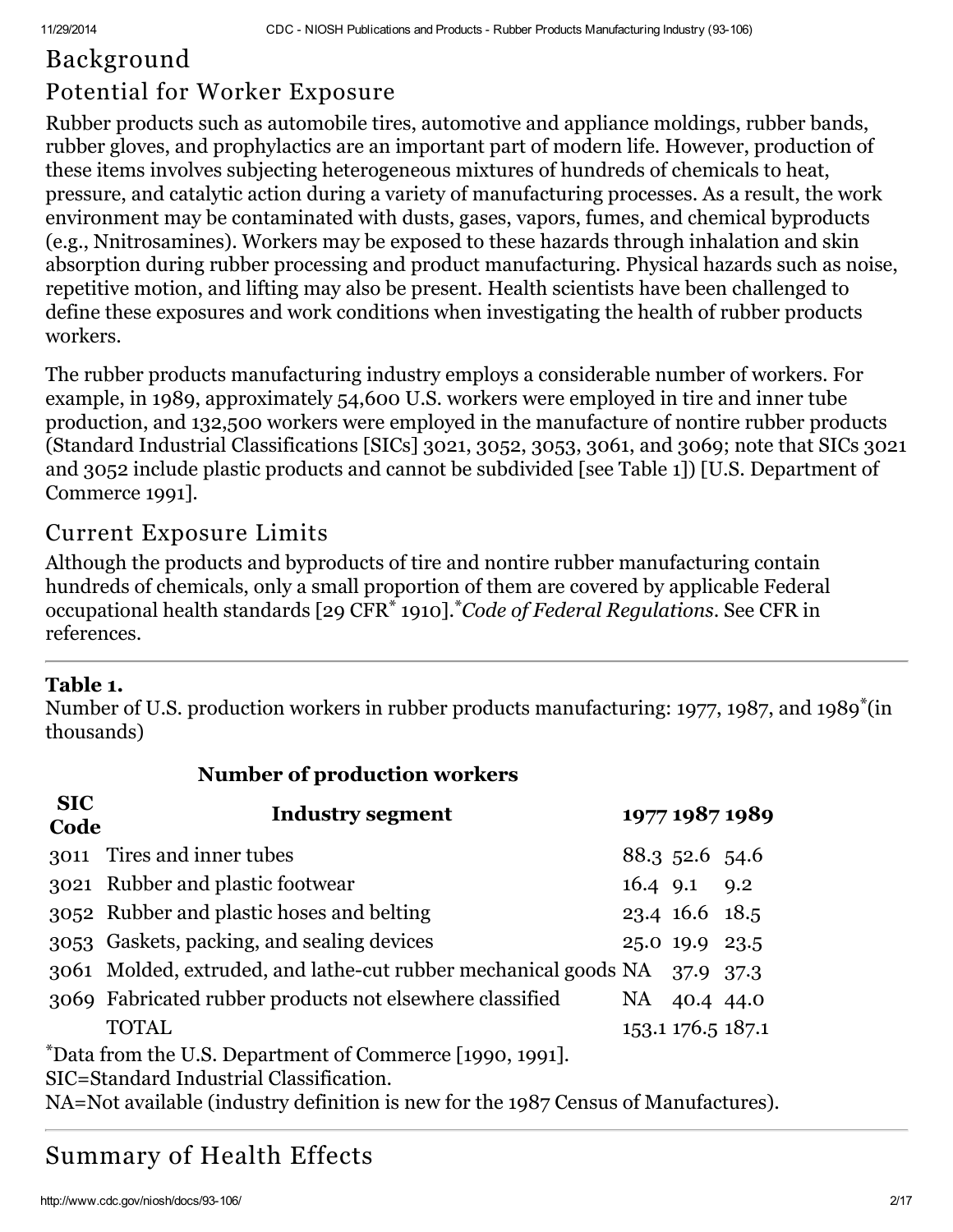## Background

### Potential for Worker Exposure

Rubber products such as automobile tires, automotive and appliance moldings, rubber bands, rubber gloves, and prophylactics are an important part of modern life. However, production of these items involves subjecting heterogeneous mixtures of hundreds of chemicals to heat, pressure, and catalytic action during a variety of manufacturing processes. As a result, the work environment may be contaminated with dusts, gases, vapors, fumes, and chemical byproducts (e.g., Nnitrosamines). Workers may be exposed to these hazards through inhalation and skin absorption during rubber processing and product manufacturing. Physical hazards such as noise, repetitive motion, and lifting may also be present. Health scientists have been challenged to define these exposures and work conditions when investigating the health of rubber products workers.

The rubber products manufacturing industry employs a considerable number of workers. For example, in 1989, approximately 54,600 U.S. workers were employed in tire and inner tube production, and 132,500 workers were employed in the manufacture of nontire rubber products (Standard Industrial Classifications [SICs] 3021, 3052, 3053, 3061, and 3069; note that SICs 3021 and 3052 include plastic products and cannot be subdivided [see Table 1]) [U.S. Department of Commerce 1991].

### Current Exposure Limits

Although the products and byproducts of tire and nontire rubber manufacturing contain hundreds of chemicals, only a small proportion of them are covered by applicable Federal occupational health standards [29 CFR* 1910]. **Code of Federal Regulations*. See CFR in references.

**Table 1.**
Number of U.S. production workers in rubber products manufacturing: 1977, 1987, and 1989* (in thousands)

| SIC Code | Industry segment | Number of production workers 1977 | 1987 | 1989 |
|---|---|---|---|---|
| 3011 | Tires and inner tubes | 88.3 | 52.6 | 54.6 |
| 3021 | Rubber and plastic footwear | 16.4 | 9.1 | 9.2 |
| 3052 | Rubber and plastic hoses and belting | 23.4 | 16.6 | 18.5 |
| 3053 | Gaskets, packing, and sealing devices | 25.0 | 19.9 | 23.5 |
| 3061 | Molded, extruded, and lathe-cut rubber mechanical goods | NA | 37.9 | 37.3 |
| 3069 | Fabricated rubber products not elsewhere classified | NA | 40.4 | 44.0 |
| | TOTAL | 153.1 | 176.5 | 187.1 |

*Data from the U.S. Department of Commerce [1990, 1991].
SIC=Standard Industrial Classification.
NA=Not available (industry definition is new for the 1987 Census of Manufactures).

## Summary of Health Effects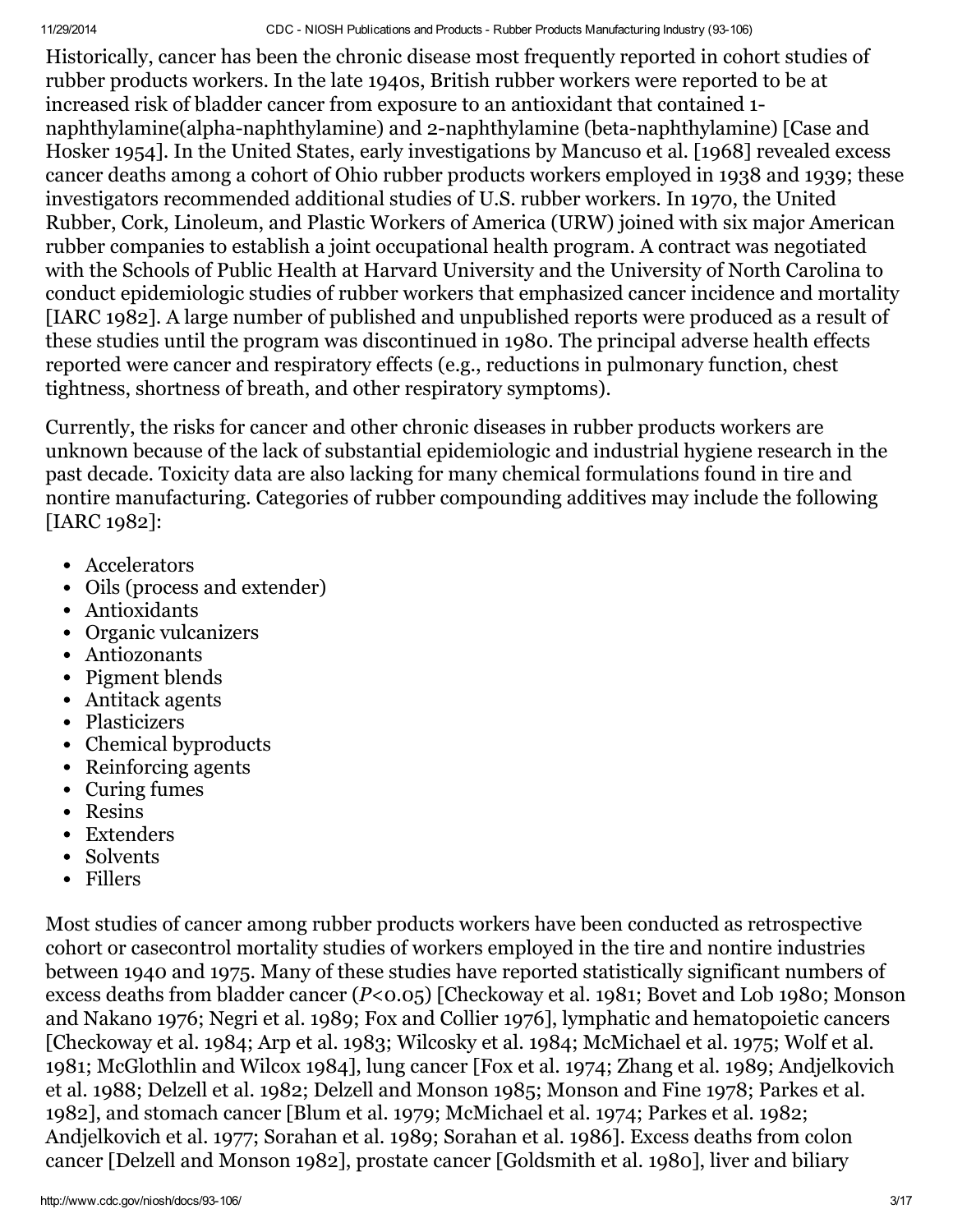Historically, cancer has been the chronic disease most frequently reported in cohort studies of rubber products workers. In the late 1940s, British rubber workers were reported to be at increased risk of bladder cancer from exposure to an antioxidant that contained 1-naphthylamine(alpha-naphthylamine) and 2-naphthylamine (beta-naphthylamine) [Case and Hosker 1954]. In the United States, early investigations by Mancuso et al. [1968] revealed excess cancer deaths among a cohort of Ohio rubber products workers employed in 1938 and 1939; these investigators recommended additional studies of U.S. rubber workers. In 1970, the United Rubber, Cork, Linoleum, and Plastic Workers of America (URW) joined with six major American rubber companies to establish a joint occupational health program. A contract was negotiated with the Schools of Public Health at Harvard University and the University of North Carolina to conduct epidemiologic studies of rubber workers that emphasized cancer incidence and mortality [IARC 1982]. A large number of published and unpublished reports were produced as a result of these studies until the program was discontinued in 1980. The principal adverse health effects reported were cancer and respiratory effects (e.g., reductions in pulmonary function, chest tightness, shortness of breath, and other respiratory symptoms).

Currently, the risks for cancer and other chronic diseases in rubber products workers are unknown because of the lack of substantial epidemiologic and industrial hygiene research in the past decade. Toxicity data are also lacking for many chemical formulations found in tire and nontire manufacturing. Categories of rubber compounding additives may include the following [IARC 1982]:

- Accelerators
- Oils (process and extender)
- Antioxidants
- Organic vulcanizers
- Antiozonants
- Pigment blends
- Antitack agents
- Plasticizers
- Chemical byproducts
- Reinforcing agents
- Curing fumes
- Resins
- Extenders
- Solvents
- Fillers

Most studies of cancer among rubber products workers have been conducted as retrospective cohort or casecontrol mortality studies of workers employed in the tire and nontire industries between 1940 and 1975. Many of these studies have reported statistically significant numbers of excess deaths from bladder cancer ($P<0.05$) [Checkoway et al. 1981; Bovet and Lob 1980; Monson and Nakano 1976; Negri et al. 1989; Fox and Collier 1976], lymphatic and hematopoietic cancers [Checkoway et al. 1984; Arp et al. 1983; Wilcosky et al. 1984; McMichael et al. 1975; Wolf et al. 1981; McGlothlin and Wilcox 1984], lung cancer [Fox et al. 1974; Zhang et al. 1989; Andjelkovich et al. 1988; Delzell et al. 1982; Delzell and Monson 1985; Monson and Fine 1978; Parkes et al. 1982], and stomach cancer [Blum et al. 1979; McMichael et al. 1974; Parkes et al. 1982; Andjelkovich et al. 1977; Sorahan et al. 1989; Sorahan et al. 1986]. Excess deaths from colon cancer [Delzell and Monson 1982], prostate cancer [Goldsmith et al. 1980], liver and biliary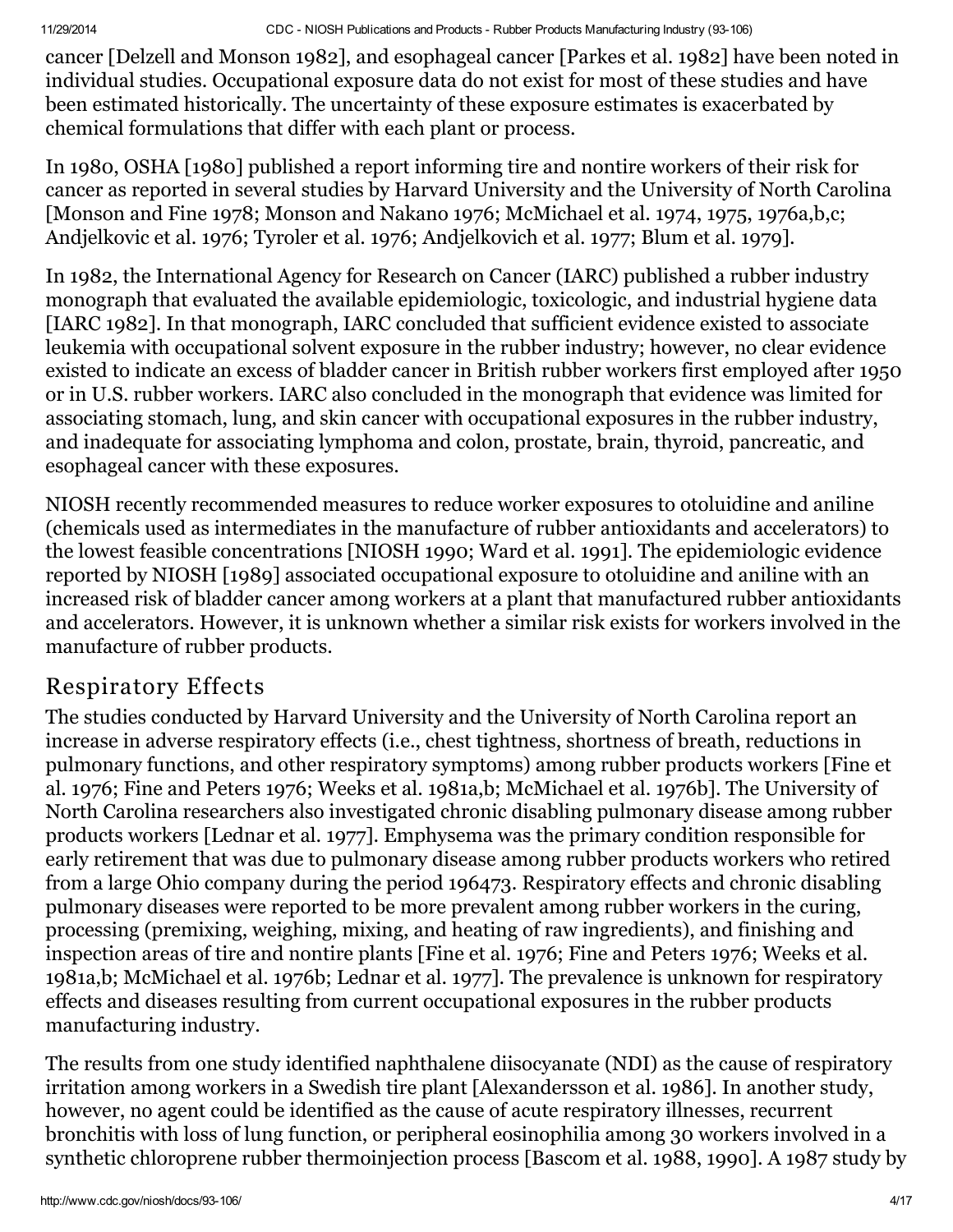cancer [Delzell and Monson 1982], and esophageal cancer [Parkes et al. 1982] have been noted in individual studies. Occupational exposure data do not exist for most of these studies and have been estimated historically. The uncertainty of these exposure estimates is exacerbated by chemical formulations that differ with each plant or process.

In 1980, OSHA [1980] published a report informing tire and nontire workers of their risk for cancer as reported in several studies by Harvard University and the University of North Carolina [Monson and Fine 1978; Monson and Nakano 1976; McMichael et al. 1974, 1975, 1976a,b,c; Andjelkovic et al. 1976; Tyroler et al. 1976; Andjelkovich et al. 1977; Blum et al. 1979].

In 1982, the International Agency for Research on Cancer (IARC) published a rubber industry monograph that evaluated the available epidemiologic, toxicologic, and industrial hygiene data [IARC 1982]. In that monograph, IARC concluded that sufficient evidence existed to associate leukemia with occupational solvent exposure in the rubber industry; however, no clear evidence existed to indicate an excess of bladder cancer in British rubber workers first employed after 1950 or in U.S. rubber workers. IARC also concluded in the monograph that evidence was limited for associating stomach, lung, and skin cancer with occupational exposures in the rubber industry, and inadequate for associating lymphoma and colon, prostate, brain, thyroid, pancreatic, and esophageal cancer with these exposures.

NIOSH recently recommended measures to reduce worker exposures to otoluidine and aniline (chemicals used as intermediates in the manufacture of rubber antioxidants and accelerators) to the lowest feasible concentrations [NIOSH 1990; Ward et al. 1991]. The epidemiologic evidence reported by NIOSH [1989] associated occupational exposure to otoluidine and aniline with an increased risk of bladder cancer among workers at a plant that manufactured rubber antioxidants and accelerators. However, it is unknown whether a similar risk exists for workers involved in the manufacture of rubber products.

## Respiratory Effects

The studies conducted by Harvard University and the University of North Carolina report an increase in adverse respiratory effects (i.e., chest tightness, shortness of breath, reductions in pulmonary functions, and other respiratory symptoms) among rubber products workers [Fine et al. 1976; Fine and Peters 1976; Weeks et al. 1981a,b; McMichael et al. 1976b]. The University of North Carolina researchers also investigated chronic disabling pulmonary disease among rubber products workers [Lednar et al. 1977]. Emphysema was the primary condition responsible for early retirement that was due to pulmonary disease among rubber products workers who retired from a large Ohio company during the period 196473. Respiratory effects and chronic disabling pulmonary diseases were reported to be more prevalent among rubber workers in the curing, processing (premixing, weighing, mixing, and heating of raw ingredients), and finishing and inspection areas of tire and nontire plants [Fine et al. 1976; Fine and Peters 1976; Weeks et al. 1981a,b; McMichael et al. 1976b; Lednar et al. 1977]. The prevalence is unknown for respiratory effects and diseases resulting from current occupational exposures in the rubber products manufacturing industry.

The results from one study identified naphthalene diisocyanate (NDI) as the cause of respiratory irritation among workers in a Swedish tire plant [Alexandersson et al. 1986]. In another study, however, no agent could be identified as the cause of acute respiratory illnesses, recurrent bronchitis with loss of lung function, or peripheral eosinophilia among 30 workers involved in a synthetic chloroprene rubber thermoinjection process [Bascom et al. 1988, 1990]. A 1987 study by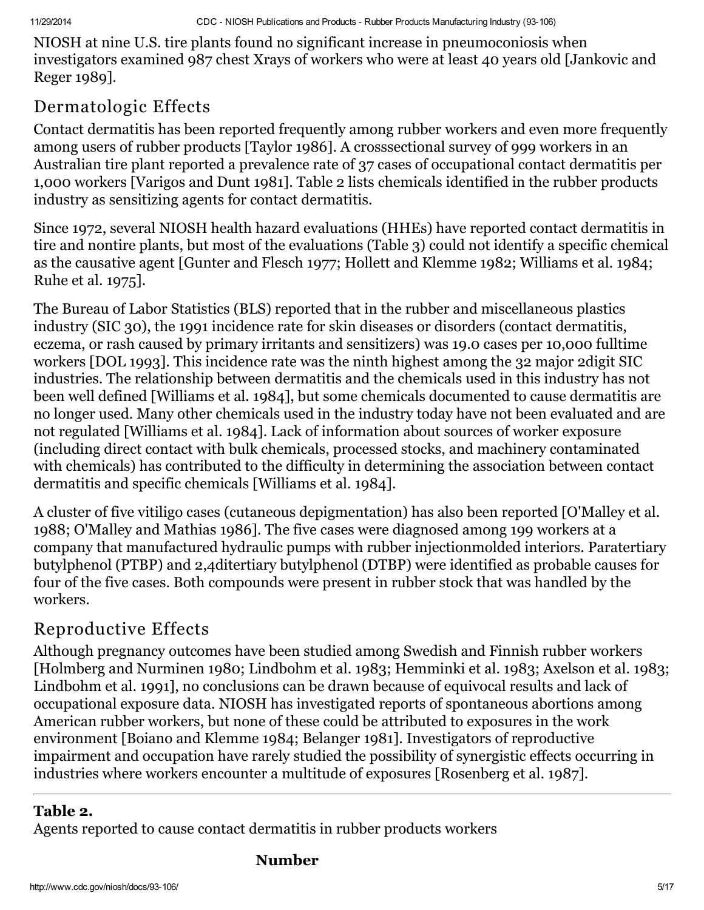NIOSH at nine U.S. tire plants found no significant increase in pneumoconiosis when investigators examined 987 chest Xrays of workers who were at least 40 years old [Jankovic and Reger 1989].

## Dermatologic Effects

Contact dermatitis has been reported frequently among rubber workers and even more frequently among users of rubber products [Taylor 1986]. A crosssectional survey of 999 workers in an Australian tire plant reported a prevalence rate of 37 cases of occupational contact dermatitis per 1,000 workers [Varigos and Dunt 1981]. Table 2 lists chemicals identified in the rubber products industry as sensitizing agents for contact dermatitis.

Since 1972, several NIOSH health hazard evaluations (HHEs) have reported contact dermatitis in tire and nontire plants, but most of the evaluations (Table 3) could not identify a specific chemical as the causative agent [Gunter and Flesch 1977; Hollett and Klemme 1982; Williams et al. 1984; Ruhe et al. 1975].

The Bureau of Labor Statistics (BLS) reported that in the rubber and miscellaneous plastics industry (SIC 30), the 1991 incidence rate for skin diseases or disorders (contact dermatitis, eczema, or rash caused by primary irritants and sensitizers) was 19.0 cases per 10,000 fulltime workers [DOL 1993]. This incidence rate was the ninth highest among the 32 major 2digit SIC industries. The relationship between dermatitis and the chemicals used in this industry has not been well defined [Williams et al. 1984], but some chemicals documented to cause dermatitis are no longer used. Many other chemicals used in the industry today have not been evaluated and are not regulated [Williams et al. 1984]. Lack of information about sources of worker exposure (including direct contact with bulk chemicals, processed stocks, and machinery contaminated with chemicals) has contributed to the difficulty in determining the association between contact dermatitis and specific chemicals [Williams et al. 1984].

A cluster of five vitiligo cases (cutaneous depigmentation) has also been reported [O'Malley et al. 1988; O'Malley and Mathias 1986]. The five cases were diagnosed among 199 workers at a company that manufactured hydraulic pumps with rubber injectionmolded interiors. Paratertiary butylphenol (PTBP) and 2,4ditertiary butylphenol (DTBP) were identified as probable causes for four of the five cases. Both compounds were present in rubber stock that was handled by the workers.

## Reproductive Effects

Although pregnancy outcomes have been studied among Swedish and Finnish rubber workers [Holmberg and Nurminen 1980; Lindbohm et al. 1983; Hemminki et al. 1983; Axelson et al. 1983; Lindbohm et al. 1991], no conclusions can be drawn because of equivocal results and lack of occupational exposure data. NIOSH has investigated reports of spontaneous abortions among American rubber workers, but none of these could be attributed to exposures in the work environment [Boiano and Klemme 1984; Belanger 1981]. Investigators of reproductive impairment and occupation have rarely studied the possibility of synergistic effects occurring in industries where workers encounter a multitude of exposures [Rosenberg et al. 1987].

---

**Table 2.**
Agents reported to cause contact dermatitis in rubber products workers

**Number**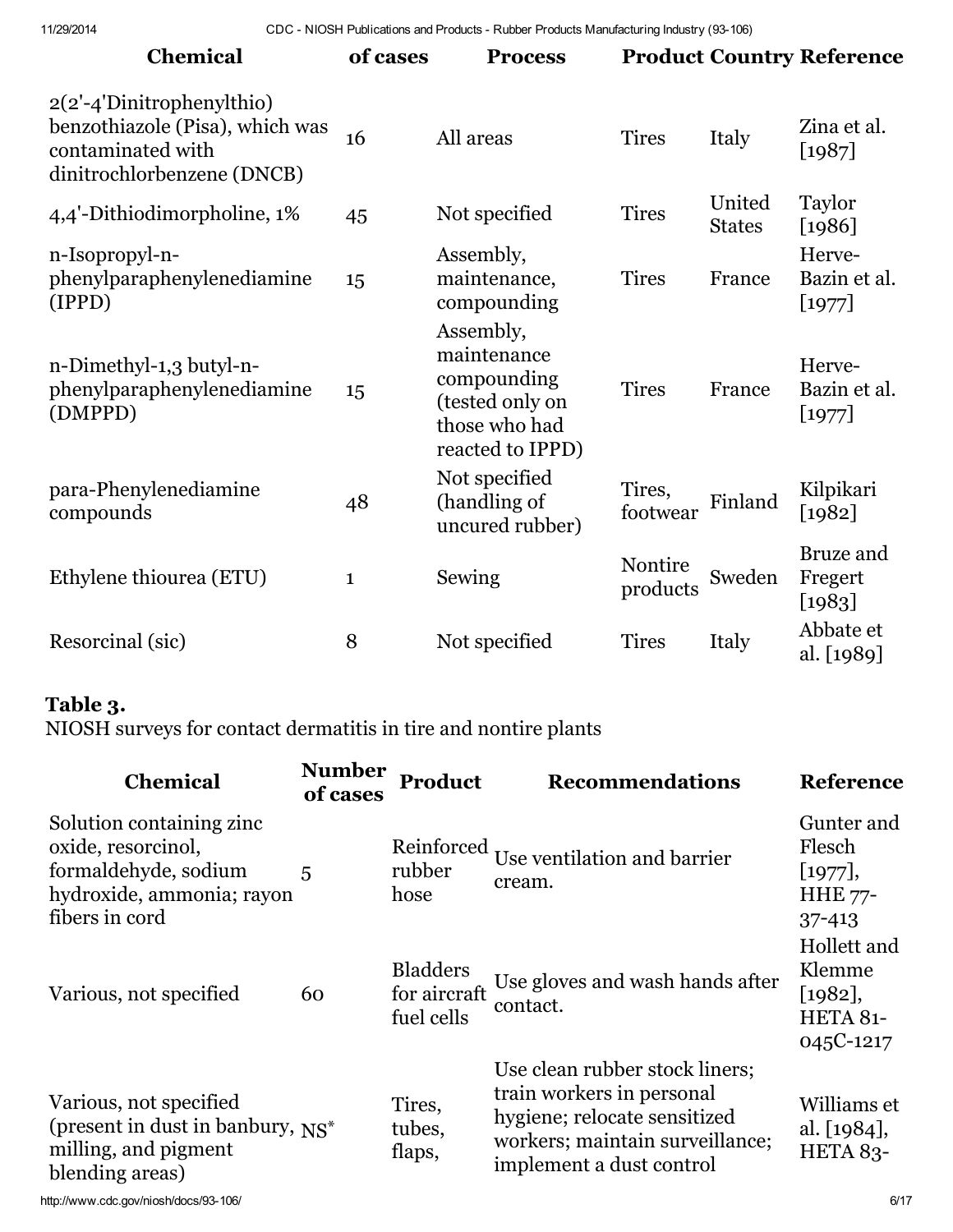| Chemical | of cases | Process | Product | Country | Reference |
|---|---|---|---|---|---|
| 2(2'-4'Dinitrophenylthio) benzothiazole (Pisa), which was contaminated with dinitrochlorbenzene (DNCB) | 16 | All areas | Tires | Italy | Zina et al. [1987] |
| 4,4'-Dithiodimorpholine, 1% | 45 | Not specified | Tires | United States | Taylor [1986] |
| n-Isopropyl-n-phenylparaphenylenediamine (IPPD) | 15 | Assembly, maintenance, compounding | Tires | France | Herve-Bazin et al. [1977] |
| n-Dimethyl-1,3 butyl-n-phenylparaphenylenediamine (DMPPD) | 15 | Assembly, maintenance compounding (tested only on those who had reacted to IPPD) | Tires | France | Herve-Bazin et al. [1977] |
| para-Phenylenediamine compounds | 48 | Not specified (handling of uncured rubber) | Tires, footwear | Finland | Kilpikari [1982] |
| Ethylene thiourea (ETU) | 1 | Sewing | Nontire products | Sweden | Bruze and Fregert [1983] |
| Resorcinal (sic) | 8 | Not specified | Tires | Italy | Abbate et al. [1989] |

**Table 3.**
NIOSH surveys for contact dermatitis in tire and nontire plants

| Chemical | Number of cases | Product | Recommendations | Reference |
|---|---|---|---|---|
| Solution containing zinc oxide, resorcinol, formaldehyde, sodium hydroxide, ammonia; rayon fibers in cord | 5 | Reinforced rubber hose | Use ventilation and barrier cream. | Gunter and Flesch [1977], HHE 77-37-413 |
| Various, not specified | 60 | Bladders for aircraft fuel cells | Use gloves and wash hands after contact. | Hollett and Klemme [1982], HETA 81-045C-1217 |
| Various, not specified (present in dust in banbury, milling, and pigment blending areas) | NS* | Tires, tubes, flaps, | Use clean rubber stock liners; train workers in personal hygiene; relocate sensitized workers; maintain surveillance; implement a dust control | Williams et al. [1984], HETA 83- |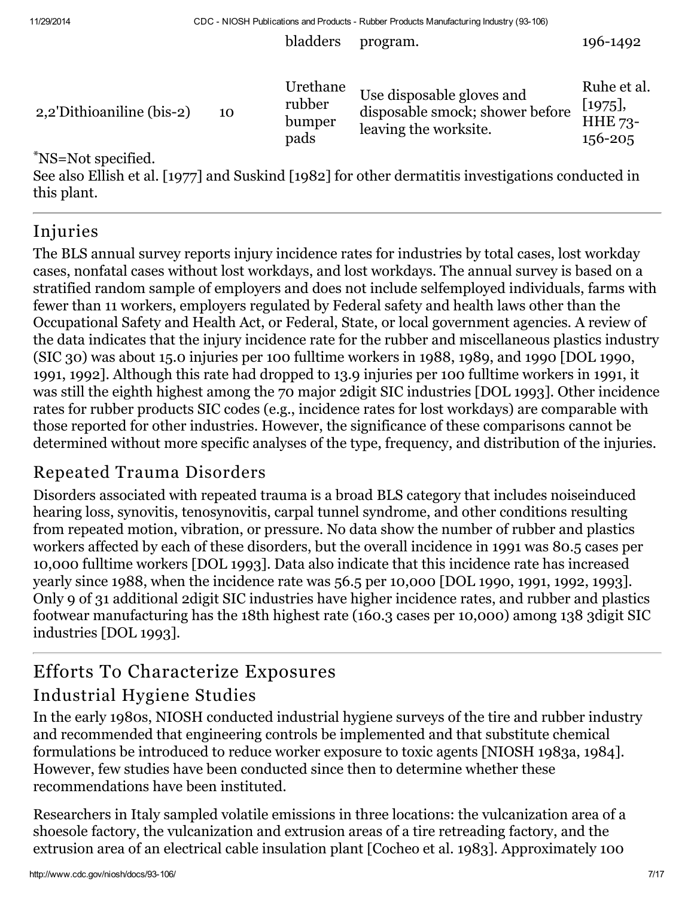| | | bladders | program. | 196-1492 |
| --- | --- | --- | --- | --- |
| 2,2'Dithioaniline (bis-2) | 10 | Urethane rubber bumper pads | Use disposable gloves and disposable smock; shower before leaving the worksite. | Ruhe et al. [1975], HHE 73-156-205 |

*NS=Not specified.
See also Ellish et al. [1977] and Suskind [1982] for other dermatitis investigations conducted in this plant.

## Injuries

The BLS annual survey reports injury incidence rates for industries by total cases, lost workday cases, nonfatal cases without lost workdays, and lost workdays. The annual survey is based on a stratified random sample of employers and does not include selfemployed individuals, farms with fewer than 11 workers, employers regulated by Federal safety and health laws other than the Occupational Safety and Health Act, or Federal, State, or local government agencies. A review of the data indicates that the injury incidence rate for the rubber and miscellaneous plastics industry (SIC 30) was about 15.0 injuries per 100 fulltime workers in 1988, 1989, and 1990 [DOL 1990, 1991, 1992]. Although this rate had dropped to 13.9 injuries per 100 fulltime workers in 1991, it was still the eighth highest among the 70 major 2digit SIC industries [DOL 1993]. Other incidence rates for rubber products SIC codes (e.g., incidence rates for lost workdays) are comparable with those reported for other industries. However, the significance of these comparisons cannot be determined without more specific analyses of the type, frequency, and distribution of the injuries.

## Repeated Trauma Disorders

Disorders associated with repeated trauma is a broad BLS category that includes noiseinduced hearing loss, synovitis, tenosynovitis, carpal tunnel syndrome, and other conditions resulting from repeated motion, vibration, or pressure. No data show the number of rubber and plastics workers affected by each of these disorders, but the overall incidence in 1991 was 80.5 cases per 10,000 fulltime workers [DOL 1993]. Data also indicate that this incidence rate has increased yearly since 1988, when the incidence rate was 56.5 per 10,000 [DOL 1990, 1991, 1992, 1993]. Only 9 of 31 additional 2digit SIC industries have higher incidence rates, and rubber and plastics footwear manufacturing has the 18th highest rate (160.3 cases per 10,000) among 138 3digit SIC industries [DOL 1993].

# Efforts To Characterize Exposures

## Industrial Hygiene Studies

In the early 1980s, NIOSH conducted industrial hygiene surveys of the tire and rubber industry and recommended that engineering controls be implemented and that substitute chemical formulations be introduced to reduce worker exposure to toxic agents [NIOSH 1983a, 1984]. However, few studies have been conducted since then to determine whether these recommendations have been instituted.

Researchers in Italy sampled volatile emissions in three locations: the vulcanization area of a shoesole factory, the vulcanization and extrusion areas of a tire retreading factory, and the extrusion area of an electrical cable insulation plant [Cocheo et al. 1983]. Approximately 100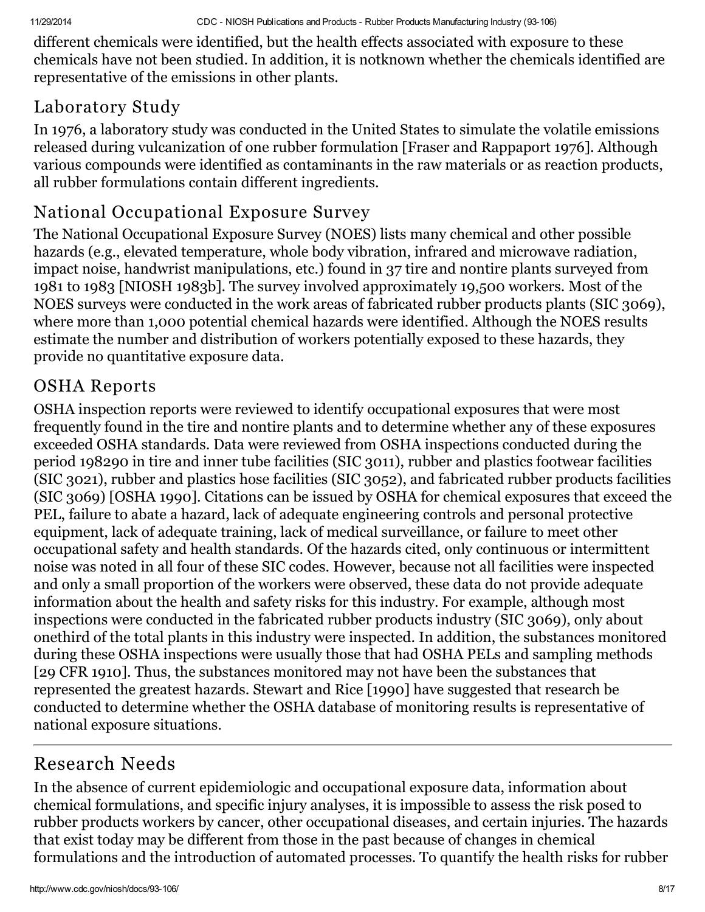different chemicals were identified, but the health effects associated with exposure to these chemicals have not been studied. In addition, it is notknown whether the chemicals identified are representative of the emissions in other plants.

## Laboratory Study

In 1976, a laboratory study was conducted in the United States to simulate the volatile emissions released during vulcanization of one rubber formulation [Fraser and Rappaport 1976]. Although various compounds were identified as contaminants in the raw materials or as reaction products, all rubber formulations contain different ingredients.

## National Occupational Exposure Survey

The National Occupational Exposure Survey (NOES) lists many chemical and other possible hazards (e.g., elevated temperature, whole body vibration, infrared and microwave radiation, impact noise, handwrist manipulations, etc.) found in 37 tire and nontire plants surveyed from 1981 to 1983 [NIOSH 1983b]. The survey involved approximately 19,500 workers. Most of the NOES surveys were conducted in the work areas of fabricated rubber products plants (SIC 3069), where more than 1,000 potential chemical hazards were identified. Although the NOES results estimate the number and distribution of workers potentially exposed to these hazards, they provide no quantitative exposure data.

## OSHA Reports

OSHA inspection reports were reviewed to identify occupational exposures that were most frequently found in the tire and nontire plants and to determine whether any of these exposures exceeded OSHA standards. Data were reviewed from OSHA inspections conducted during the period 198290 in tire and inner tube facilities (SIC 3011), rubber and plastics footwear facilities (SIC 3021), rubber and plastics hose facilities (SIC 3052), and fabricated rubber products facilities (SIC 3069) [OSHA 1990]. Citations can be issued by OSHA for chemical exposures that exceed the PEL, failure to abate a hazard, lack of adequate engineering controls and personal protective equipment, lack of adequate training, lack of medical surveillance, or failure to meet other occupational safety and health standards. Of the hazards cited, only continuous or intermittent noise was noted in all four of these SIC codes. However, because not all facilities were inspected and only a small proportion of the workers were observed, these data do not provide adequate information about the health and safety risks for this industry. For example, although most inspections were conducted in the fabricated rubber products industry (SIC 3069), only about onethird of the total plants in this industry were inspected. In addition, the substances monitored during these OSHA inspections were usually those that had OSHA PELs and sampling methods [29 CFR 1910]. Thus, the substances monitored may not have been the substances that represented the greatest hazards. Stewart and Rice [1990] have suggested that research be conducted to determine whether the OSHA database of monitoring results is representative of national exposure situations.

---

# Research Needs

In the absence of current epidemiologic and occupational exposure data, information about chemical formulations, and specific injury analyses, it is impossible to assess the risk posed to rubber products workers by cancer, other occupational diseases, and certain injuries. The hazards that exist today may be different from those in the past because of changes in chemical formulations and the introduction of automated processes. To quantify the health risks for rubber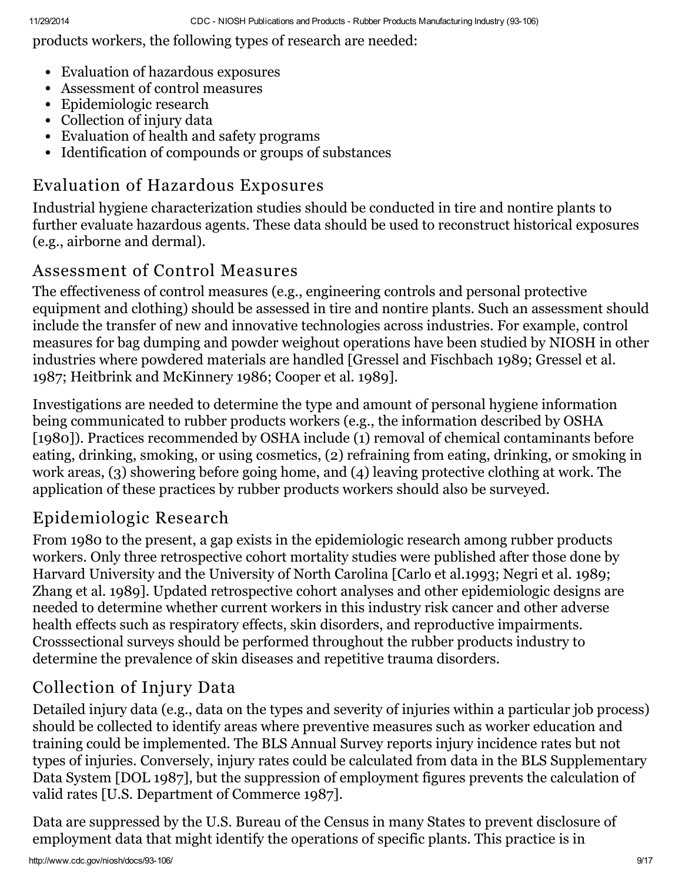products workers, the following types of research are needed:

- Evaluation of hazardous exposures
- Assessment of control measures
- Epidemiologic research
- Collection of injury data
- Evaluation of health and safety programs
- Identification of compounds or groups of substances

## Evaluation of Hazardous Exposures

Industrial hygiene characterization studies should be conducted in tire and nontire plants to further evaluate hazardous agents. These data should be used to reconstruct historical exposures (e.g., airborne and dermal).

## Assessment of Control Measures

The effectiveness of control measures (e.g., engineering controls and personal protective equipment and clothing) should be assessed in tire and nontire plants. Such an assessment should include the transfer of new and innovative technologies across industries. For example, control measures for bag dumping and powder weighout operations have been studied by NIOSH in other industries where powdered materials are handled [Gressel and Fischbach 1989; Gressel et al. 1987; Heitbrink and McKinnery 1986; Cooper et al. 1989].

Investigations are needed to determine the type and amount of personal hygiene information being communicated to rubber products workers (e.g., the information described by OSHA [1980]). Practices recommended by OSHA include (1) removal of chemical contaminants before eating, drinking, smoking, or using cosmetics, (2) refraining from eating, drinking, or smoking in work areas, (3) showering before going home, and (4) leaving protective clothing at work. The application of these practices by rubber products workers should also be surveyed.

## Epidemiologic Research

From 1980 to the present, a gap exists in the epidemiologic research among rubber products workers. Only three retrospective cohort mortality studies were published after those done by Harvard University and the University of North Carolina [Carlo et al.1993; Negri et al. 1989; Zhang et al. 1989]. Updated retrospective cohort analyses and other epidemiologic designs are needed to determine whether current workers in this industry risk cancer and other adverse health effects such as respiratory effects, skin disorders, and reproductive impairments. Crosssectional surveys should be performed throughout the rubber products industry to determine the prevalence of skin diseases and repetitive trauma disorders.

## Collection of Injury Data

Detailed injury data (e.g., data on the types and severity of injuries within a particular job process) should be collected to identify areas where preventive measures such as worker education and training could be implemented. The BLS Annual Survey reports injury incidence rates but not types of injuries. Conversely, injury rates could be calculated from data in the BLS Supplementary Data System [DOL 1987], but the suppression of employment figures prevents the calculation of valid rates [U.S. Department of Commerce 1987].

Data are suppressed by the U.S. Bureau of the Census in many States to prevent disclosure of employment data that might identify the operations of specific plants. This practice is in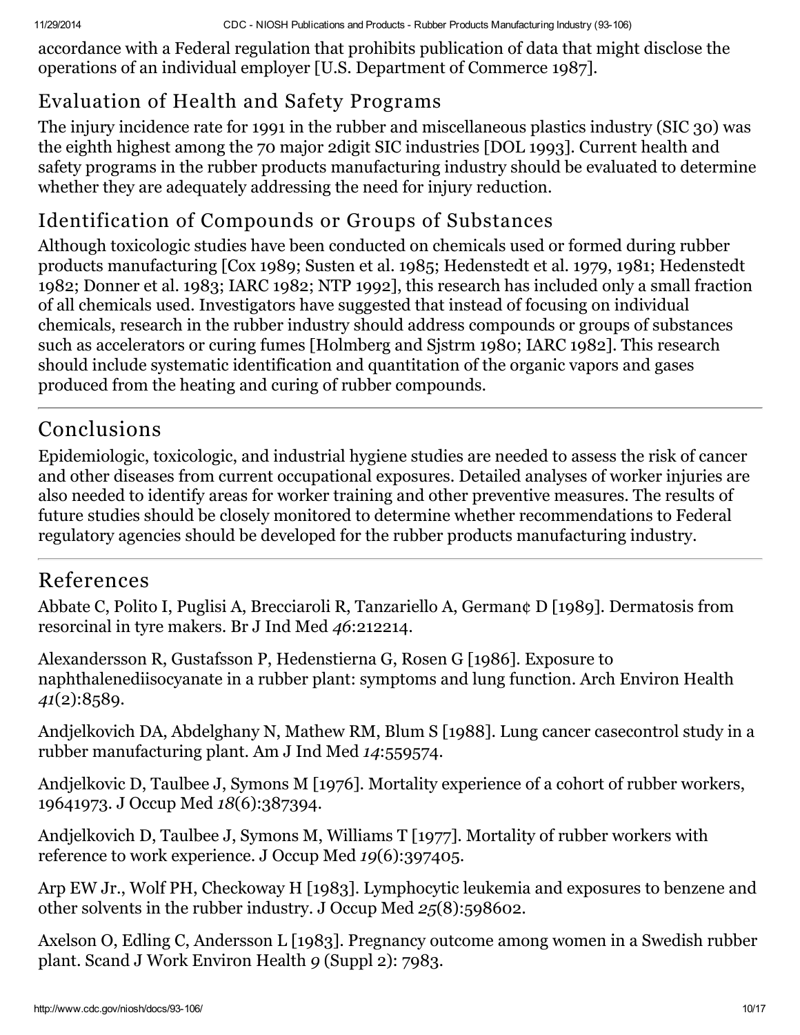accordance with a Federal regulation that prohibits publication of data that might disclose the operations of an individual employer [U.S. Department of Commerce 1987].

## Evaluation of Health and Safety Programs

The injury incidence rate for 1991 in the rubber and miscellaneous plastics industry (SIC 30) was the eighth highest among the 70 major 2digit SIC industries [DOL 1993]. Current health and safety programs in the rubber products manufacturing industry should be evaluated to determine whether they are adequately addressing the need for injury reduction.

## Identification of Compounds or Groups of Substances

Although toxicologic studies have been conducted on chemicals used or formed during rubber products manufacturing [Cox 1989; Susten et al. 1985; Hedenstedt et al. 1979, 1981; Hedenstedt 1982; Donner et al. 1983; IARC 1982; NTP 1992], this research has included only a small fraction of all chemicals used. Investigators have suggested that instead of focusing on individual chemicals, research in the rubber industry should address compounds or groups of substances such as accelerators or curing fumes [Holmberg and Sjstrm 1980; IARC 1982]. This research should include systematic identification and quantitation of the organic vapors and gases produced from the heating and curing of rubber compounds.

# Conclusions

Epidemiologic, toxicologic, and industrial hygiene studies are needed to assess the risk of cancer and other diseases from current occupational exposures. Detailed analyses of worker injuries are also needed to identify areas for worker training and other preventive measures. The results of future studies should be closely monitored to determine whether recommendations to Federal regulatory agencies should be developed for the rubber products manufacturing industry.

# References

Abbate C, Polito I, Puglisi A, Brecciaroli R, Tanzariello A, German¢ D [1989]. Dermatosis from resorcinal in tyre makers. Br J Ind Med *46*:212214.

Alexandersson R, Gustafsson P, Hedenstierna G, Rosen G [1986]. Exposure to naphthalenediisocyanate in a rubber plant: symptoms and lung function. Arch Environ Health *41*(2):8589.

Andjelkovich DA, Abdelghany N, Mathew RM, Blum S [1988]. Lung cancer casecontrol study in a rubber manufacturing plant. Am J Ind Med *14*:559574.

Andjelkovic D, Taulbee J, Symons M [1976]. Mortality experience of a cohort of rubber workers, 19641973. J Occup Med *18*(6):387394.

Andjelkovich D, Taulbee J, Symons M, Williams T [1977]. Mortality of rubber workers with reference to work experience. J Occup Med *19*(6):397405.

Arp EW Jr., Wolf PH, Checkoway H [1983]. Lymphocytic leukemia and exposures to benzene and other solvents in the rubber industry. J Occup Med *25*(8):598602.

Axelson O, Edling C, Andersson L [1983]. Pregnancy outcome among women in a Swedish rubber plant. Scand J Work Environ Health *9* (Suppl 2): 7983.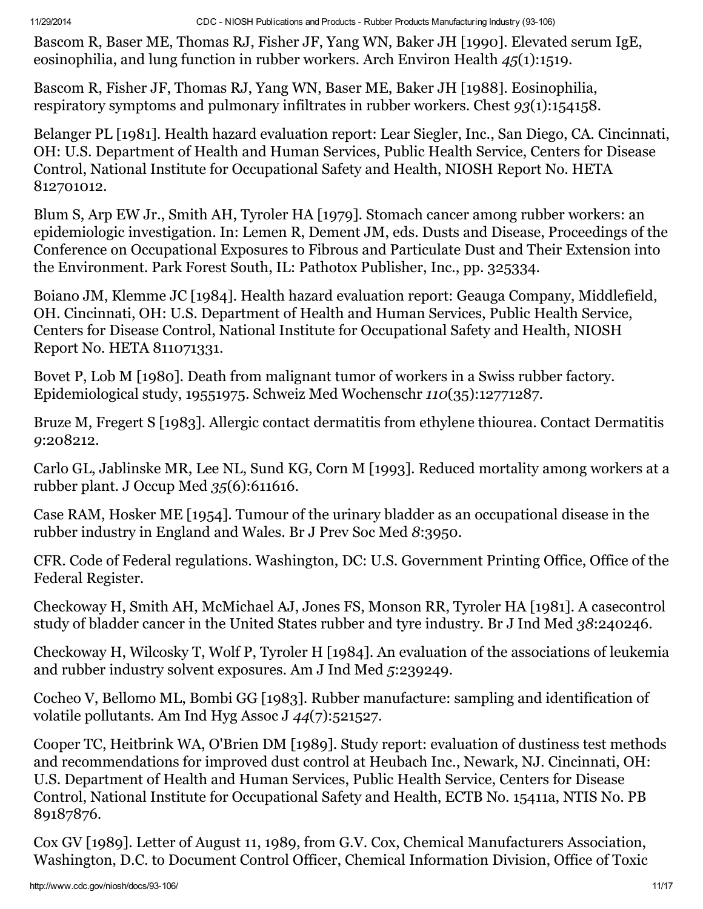Bascom R, Baser ME, Thomas RJ, Fisher JF, Yang WN, Baker JH [1990]. Elevated serum IgE, eosinophilia, and lung function in rubber workers. Arch Environ Health *45*(1):1519.

Bascom R, Fisher JF, Thomas RJ, Yang WN, Baser ME, Baker JH [1988]. Eosinophilia, respiratory symptoms and pulmonary infiltrates in rubber workers. Chest *93*(1):154158.

Belanger PL [1981]. Health hazard evaluation report: Lear Siegler, Inc., San Diego, CA. Cincinnati, OH: U.S. Department of Health and Human Services, Public Health Service, Centers for Disease Control, National Institute for Occupational Safety and Health, NIOSH Report No. HETA 812701012.

Blum S, Arp EW Jr., Smith AH, Tyroler HA [1979]. Stomach cancer among rubber workers: an epidemiologic investigation. In: Lemen R, Dement JM, eds. Dusts and Disease, Proceedings of the Conference on Occupational Exposures to Fibrous and Particulate Dust and Their Extension into the Environment. Park Forest South, IL: Pathotox Publisher, Inc., pp. 325334.

Boiano JM, Klemme JC [1984]. Health hazard evaluation report: Geauga Company, Middlefield, OH. Cincinnati, OH: U.S. Department of Health and Human Services, Public Health Service, Centers for Disease Control, National Institute for Occupational Safety and Health, NIOSH Report No. HETA 811071331.

Bovet P, Lob M [1980]. Death from malignant tumor of workers in a Swiss rubber factory. Epidemiological study, 19551975. Schweiz Med Wochenschr *110*(35):12771287.

Bruze M, Fregert S [1983]. Allergic contact dermatitis from ethylene thiourea. Contact Dermatitis *9*:208212.

Carlo GL, Jablinske MR, Lee NL, Sund KG, Corn M [1993]. Reduced mortality among workers at a rubber plant. J Occup Med *35*(6):611616.

Case RAM, Hosker ME [1954]. Tumour of the urinary bladder as an occupational disease in the rubber industry in England and Wales. Br J Prev Soc Med *8*:3950.

CFR. Code of Federal regulations. Washington, DC: U.S. Government Printing Office, Office of the Federal Register.

Checkoway H, Smith AH, McMichael AJ, Jones FS, Monson RR, Tyroler HA [1981]. A casecontrol study of bladder cancer in the United States rubber and tyre industry. Br J Ind Med *38*:240246.

Checkoway H, Wilcosky T, Wolf P, Tyroler H [1984]. An evaluation of the associations of leukemia and rubber industry solvent exposures. Am J Ind Med *5*:239249.

Cocheo V, Bellomo ML, Bombi GG [1983]. Rubber manufacture: sampling and identification of volatile pollutants. Am Ind Hyg Assoc J *44*(7):521527.

Cooper TC, Heitbrink WA, O'Brien DM [1989]. Study report: evaluation of dustiness test methods and recommendations for improved dust control at Heubach Inc., Newark, NJ. Cincinnati, OH: U.S. Department of Health and Human Services, Public Health Service, Centers for Disease Control, National Institute for Occupational Safety and Health, ECTB No. 15411a, NTIS No. PB 89187876.

Cox GV [1989]. Letter of August 11, 1989, from G.V. Cox, Chemical Manufacturers Association, Washington, D.C. to Document Control Officer, Chemical Information Division, Office of Toxic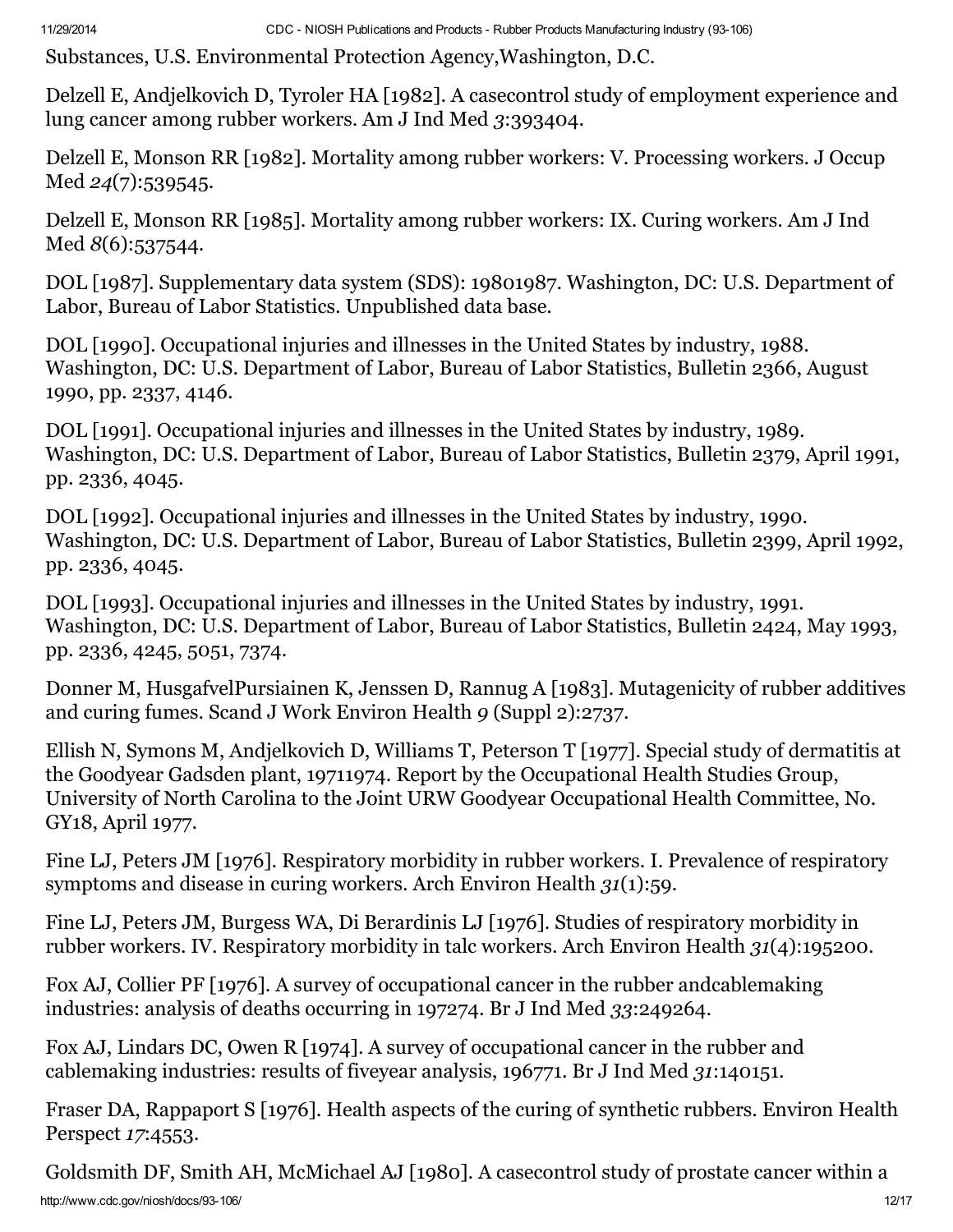Substances, U.S. Environmental Protection Agency,Washington, D.C.

Delzell E, Andjelkovich D, Tyroler HA [1982]. A casecontrol study of employment experience and lung cancer among rubber workers. Am J Ind Med *3*:393404.

Delzell E, Monson RR [1982]. Mortality among rubber workers: V. Processing workers. J Occup Med *24*(7):539545.

Delzell E, Monson RR [1985]. Mortality among rubber workers: IX. Curing workers. Am J Ind Med *8*(6):537544.

DOL [1987]. Supplementary data system (SDS): 19801987. Washington, DC: U.S. Department of Labor, Bureau of Labor Statistics. Unpublished data base.

DOL [1990]. Occupational injuries and illnesses in the United States by industry, 1988. Washington, DC: U.S. Department of Labor, Bureau of Labor Statistics, Bulletin 2366, August 1990, pp. 2337, 4146.

DOL [1991]. Occupational injuries and illnesses in the United States by industry, 1989. Washington, DC: U.S. Department of Labor, Bureau of Labor Statistics, Bulletin 2379, April 1991, pp. 2336, 4045.

DOL [1992]. Occupational injuries and illnesses in the United States by industry, 1990. Washington, DC: U.S. Department of Labor, Bureau of Labor Statistics, Bulletin 2399, April 1992, pp. 2336, 4045.

DOL [1993]. Occupational injuries and illnesses in the United States by industry, 1991. Washington, DC: U.S. Department of Labor, Bureau of Labor Statistics, Bulletin 2424, May 1993, pp. 2336, 4245, 5051, 7374.

Donner M, HusgafvelPursiainen K, Jenssen D, Rannug A [1983]. Mutagenicity of rubber additives and curing fumes. Scand J Work Environ Health *9* (Suppl 2):2737.

Ellish N, Symons M, Andjelkovich D, Williams T, Peterson T [1977]. Special study of dermatitis at the Goodyear Gadsden plant, 19711974. Report by the Occupational Health Studies Group, University of North Carolina to the Joint URW Goodyear Occupational Health Committee, No. GY18, April 1977.

Fine LJ, Peters JM [1976]. Respiratory morbidity in rubber workers. I. Prevalence of respiratory symptoms and disease in curing workers. Arch Environ Health *31*(1):59.

Fine LJ, Peters JM, Burgess WA, Di Berardinis LJ [1976]. Studies of respiratory morbidity in rubber workers. IV. Respiratory morbidity in talc workers. Arch Environ Health *31*(4):195200.

Fox AJ, Collier PF [1976]. A survey of occupational cancer in the rubber andcablemaking industries: analysis of deaths occurring in 197274. Br J Ind Med *33*:249264.

Fox AJ, Lindars DC, Owen R [1974]. A survey of occupational cancer in the rubber and cablemaking industries: results of fiveyear analysis, 196771. Br J Ind Med *31*:140151.

Fraser DA, Rappaport S [1976]. Health aspects of the curing of synthetic rubbers. Environ Health Perspect *17*:4553.

Goldsmith DF, Smith AH, McMichael AJ [1980]. A casecontrol study of prostate cancer within a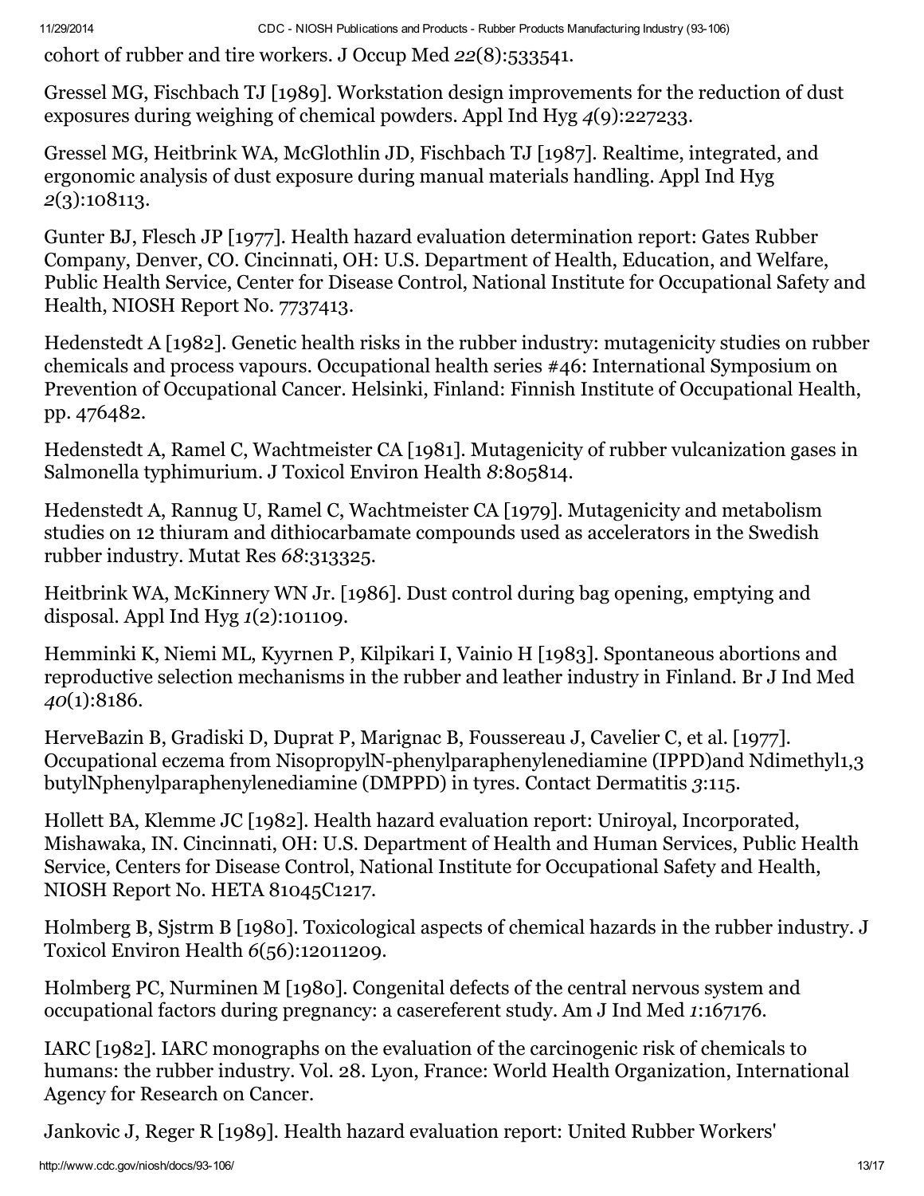cohort of rubber and tire workers. J Occup Med *22*(8):533541.

Gressel MG, Fischbach TJ [1989]. Workstation design improvements for the reduction of dust exposures during weighing of chemical powders. Appl Ind Hyg *4*(9):227233.

Gressel MG, Heitbrink WA, McGlothlin JD, Fischbach TJ [1987]. Realtime, integrated, and ergonomic analysis of dust exposure during manual materials handling. Appl Ind Hyg *2*(3):108113.

Gunter BJ, Flesch JP [1977]. Health hazard evaluation determination report: Gates Rubber Company, Denver, CO. Cincinnati, OH: U.S. Department of Health, Education, and Welfare, Public Health Service, Center for Disease Control, National Institute for Occupational Safety and Health, NIOSH Report No. 7737413.

Hedenstedt A [1982]. Genetic health risks in the rubber industry: mutagenicity studies on rubber chemicals and process vapours. Occupational health series #46: International Symposium on Prevention of Occupational Cancer. Helsinki, Finland: Finnish Institute of Occupational Health, pp. 476482.

Hedenstedt A, Ramel C, Wachtmeister CA [1981]. Mutagenicity of rubber vulcanization gases in Salmonella typhimurium. J Toxicol Environ Health *8*:805814.

Hedenstedt A, Rannug U, Ramel C, Wachtmeister CA [1979]. Mutagenicity and metabolism studies on 12 thiuram and dithiocarbamate compounds used as accelerators in the Swedish rubber industry. Mutat Res *68*:313325.

Heitbrink WA, McKinnery WN Jr. [1986]. Dust control during bag opening, emptying and disposal. Appl Ind Hyg *1*(2):101109.

Hemminki K, Niemi ML, Kyyrnen P, Kilpikari I, Vainio H [1983]. Spontaneous abortions and reproductive selection mechanisms in the rubber and leather industry in Finland. Br J Ind Med *40*(1):8186.

HerveBazin B, Gradiski D, Duprat P, Marignac B, Foussereau J, Cavelier C, et al. [1977]. Occupational eczema from NisopropylN-phenylparaphenylenediamine (IPPD)and Ndimethyl1,3 butylNphenylparaphenylenediamine (DMPPD) in tyres. Contact Dermatitis *3*:115.

Hollett BA, Klemme JC [1982]. Health hazard evaluation report: Uniroyal, Incorporated, Mishawaka, IN. Cincinnati, OH: U.S. Department of Health and Human Services, Public Health Service, Centers for Disease Control, National Institute for Occupational Safety and Health, NIOSH Report No. HETA 81045C1217.

Holmberg B, Sjstrm B [1980]. Toxicological aspects of chemical hazards in the rubber industry. J Toxicol Environ Health *6*(56):12011209.

Holmberg PC, Nurminen M [1980]. Congenital defects of the central nervous system and occupational factors during pregnancy: a casereferent study. Am J Ind Med *1*:167176.

IARC [1982]. IARC monographs on the evaluation of the carcinogenic risk of chemicals to humans: the rubber industry. Vol. 28. Lyon, France: World Health Organization, International Agency for Research on Cancer.

Jankovic J, Reger R [1989]. Health hazard evaluation report: United Rubber Workers'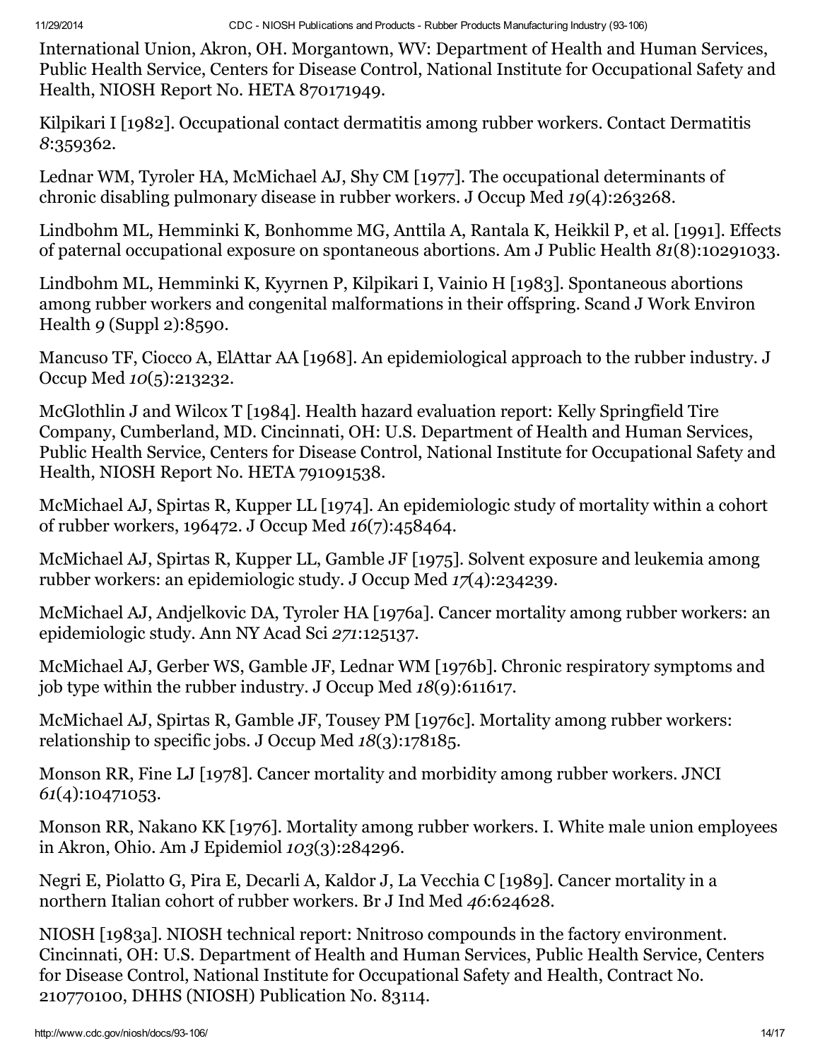International Union, Akron, OH. Morgantown, WV: Department of Health and Human Services, Public Health Service, Centers for Disease Control, National Institute for Occupational Safety and Health, NIOSH Report No. HETA 870171949.

Kilpikari I [1982]. Occupational contact dermatitis among rubber workers. Contact Dermatitis *8*:359362.

Lednar WM, Tyroler HA, McMichael AJ, Shy CM [1977]. The occupational determinants of chronic disabling pulmonary disease in rubber workers. J Occup Med *19*(4):263268.

Lindbohm ML, Hemminki K, Bonhomme MG, Anttila A, Rantala K, Heikkil P, et al. [1991]. Effects of paternal occupational exposure on spontaneous abortions. Am J Public Health *81*(8):10291033.

Lindbohm ML, Hemminki K, Kyyrnen P, Kilpikari I, Vainio H [1983]. Spontaneous abortions among rubber workers and congenital malformations in their offspring. Scand J Work Environ Health *9* (Suppl 2):8590.

Mancuso TF, Ciocco A, ElAttar AA [1968]. An epidemiological approach to the rubber industry. J Occup Med *10*(5):213232.

McGlothlin J and Wilcox T [1984]. Health hazard evaluation report: Kelly Springfield Tire Company, Cumberland, MD. Cincinnati, OH: U.S. Department of Health and Human Services, Public Health Service, Centers for Disease Control, National Institute for Occupational Safety and Health, NIOSH Report No. HETA 791091538.

McMichael AJ, Spirtas R, Kupper LL [1974]. An epidemiologic study of mortality within a cohort of rubber workers, 196472. J Occup Med *16*(7):458464.

McMichael AJ, Spirtas R, Kupper LL, Gamble JF [1975]. Solvent exposure and leukemia among rubber workers: an epidemiologic study. J Occup Med *17*(4):234239.

McMichael AJ, Andjelkovic DA, Tyroler HA [1976a]. Cancer mortality among rubber workers: an epidemiologic study. Ann NY Acad Sci *271*:125137.

McMichael AJ, Gerber WS, Gamble JF, Lednar WM [1976b]. Chronic respiratory symptoms and job type within the rubber industry. J Occup Med *18*(9):611617.

McMichael AJ, Spirtas R, Gamble JF, Tousey PM [1976c]. Mortality among rubber workers: relationship to specific jobs. J Occup Med *18*(3):178185.

Monson RR, Fine LJ [1978]. Cancer mortality and morbidity among rubber workers. JNCI *61*(4):10471053.

Monson RR, Nakano KK [1976]. Mortality among rubber workers. I. White male union employees in Akron, Ohio. Am J Epidemiol *103*(3):284296.

Negri E, Piolatto G, Pira E, Decarli A, Kaldor J, La Vecchia C [1989]. Cancer mortality in a northern Italian cohort of rubber workers. Br J Ind Med *46*:624628.

NIOSH [1983a]. NIOSH technical report: Nnitroso compounds in the factory environment. Cincinnati, OH: U.S. Department of Health and Human Services, Public Health Service, Centers for Disease Control, National Institute for Occupational Safety and Health, Contract No. 210770100, DHHS (NIOSH) Publication No. 83114.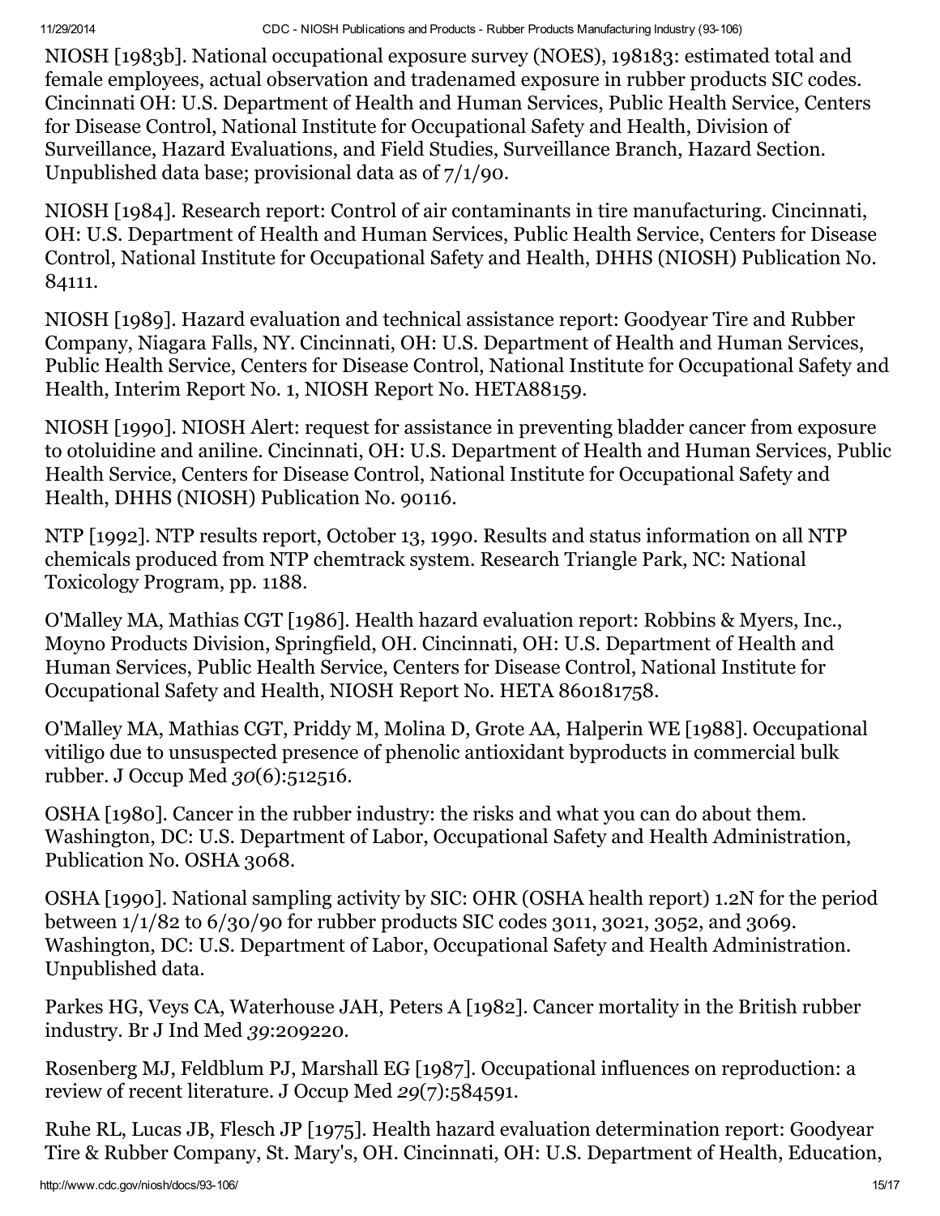NIOSH [1983b]. National occupational exposure survey (NOES), 198183: estimated total and female employees, actual observation and tradenamed exposure in rubber products SIC codes. Cincinnati OH: U.S. Department of Health and Human Services, Public Health Service, Centers for Disease Control, National Institute for Occupational Safety and Health, Division of Surveillance, Hazard Evaluations, and Field Studies, Surveillance Branch, Hazard Section. Unpublished data base; provisional data as of 7/1/90.

NIOSH [1984]. Research report: Control of air contaminants in tire manufacturing. Cincinnati, OH: U.S. Department of Health and Human Services, Public Health Service, Centers for Disease Control, National Institute for Occupational Safety and Health, DHHS (NIOSH) Publication No. 84111.

NIOSH [1989]. Hazard evaluation and technical assistance report: Goodyear Tire and Rubber Company, Niagara Falls, NY. Cincinnati, OH: U.S. Department of Health and Human Services, Public Health Service, Centers for Disease Control, National Institute for Occupational Safety and Health, Interim Report No. 1, NIOSH Report No. HETA88159.

NIOSH [1990]. NIOSH Alert: request for assistance in preventing bladder cancer from exposure to otoluidine and aniline. Cincinnati, OH: U.S. Department of Health and Human Services, Public Health Service, Centers for Disease Control, National Institute for Occupational Safety and Health, DHHS (NIOSH) Publication No. 90116.

NTP [1992]. NTP results report, October 13, 1990. Results and status information on all NTP chemicals produced from NTP chemtrack system. Research Triangle Park, NC: National Toxicology Program, pp. 1188.

O'Malley MA, Mathias CGT [1986]. Health hazard evaluation report: Robbins & Myers, Inc., Moyno Products Division, Springfield, OH. Cincinnati, OH: U.S. Department of Health and Human Services, Public Health Service, Centers for Disease Control, National Institute for Occupational Safety and Health, NIOSH Report No. HETA 860181758.

O'Malley MA, Mathias CGT, Priddy M, Molina D, Grote AA, Halperin WE [1988]. Occupational vitiligo due to unsuspected presence of phenolic antioxidant byproducts in commercial bulk rubber. J Occup Med *30*(6):512516.

OSHA [1980]. Cancer in the rubber industry: the risks and what you can do about them. Washington, DC: U.S. Department of Labor, Occupational Safety and Health Administration, Publication No. OSHA 3068.

OSHA [1990]. National sampling activity by SIC: OHR (OSHA health report) 1.2N for the period between 1/1/82 to 6/30/90 for rubber products SIC codes 3011, 3021, 3052, and 3069. Washington, DC: U.S. Department of Labor, Occupational Safety and Health Administration. Unpublished data.

Parkes HG, Veys CA, Waterhouse JAH, Peters A [1982]. Cancer mortality in the British rubber industry. Br J Ind Med *39*:209220.

Rosenberg MJ, Feldblum PJ, Marshall EG [1987]. Occupational influences on reproduction: a review of recent literature. J Occup Med *29*(7):584591.

Ruhe RL, Lucas JB, Flesch JP [1975]. Health hazard evaluation determination report: Goodyear Tire & Rubber Company, St. Mary's, OH. Cincinnati, OH: U.S. Department of Health, Education,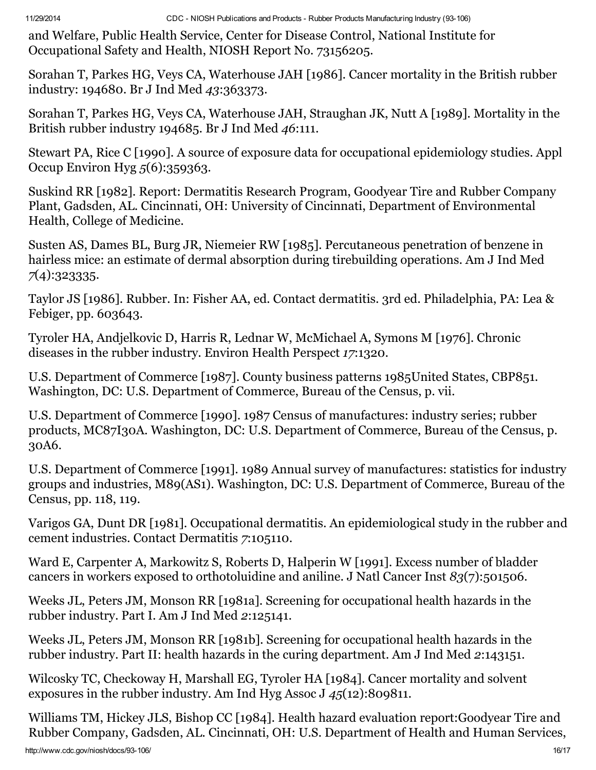and Welfare, Public Health Service, Center for Disease Control, National Institute for Occupational Safety and Health, NIOSH Report No. 73156205.

Sorahan T, Parkes HG, Veys CA, Waterhouse JAH [1986]. Cancer mortality in the British rubber industry: 194680. Br J Ind Med *43*:363373.

Sorahan T, Parkes HG, Veys CA, Waterhouse JAH, Straughan JK, Nutt A [1989]. Mortality in the British rubber industry 194685. Br J Ind Med *46*:111.

Stewart PA, Rice C [1990]. A source of exposure data for occupational epidemiology studies. Appl Occup Environ Hyg *5*(6):359363.

Suskind RR [1982]. Report: Dermatitis Research Program, Goodyear Tire and Rubber Company Plant, Gadsden, AL. Cincinnati, OH: University of Cincinnati, Department of Environmental Health, College of Medicine.

Susten AS, Dames BL, Burg JR, Niemeier RW [1985]. Percutaneous penetration of benzene in hairless mice: an estimate of dermal absorption during tirebuilding operations. Am J Ind Med *7*(4):323335.

Taylor JS [1986]. Rubber. In: Fisher AA, ed. Contact dermatitis. 3rd ed. Philadelphia, PA: Lea & Febiger, pp. 603643.

Tyroler HA, Andjelkovic D, Harris R, Lednar W, McMichael A, Symons M [1976]. Chronic diseases in the rubber industry. Environ Health Perspect *17*:1320.

U.S. Department of Commerce [1987]. County business patterns 1985United States, CBP851. Washington, DC: U.S. Department of Commerce, Bureau of the Census, p. vii.

U.S. Department of Commerce [1990]. 1987 Census of manufactures: industry series; rubber products, MC87I30A. Washington, DC: U.S. Department of Commerce, Bureau of the Census, p. 30A6.

U.S. Department of Commerce [1991]. 1989 Annual survey of manufactures: statistics for industry groups and industries, M89(AS1). Washington, DC: U.S. Department of Commerce, Bureau of the Census, pp. 118, 119.

Varigos GA, Dunt DR [1981]. Occupational dermatitis. An epidemiological study in the rubber and cement industries. Contact Dermatitis *7*:105110.

Ward E, Carpenter A, Markowitz S, Roberts D, Halperin W [1991]. Excess number of bladder cancers in workers exposed to orthotoluidine and aniline. J Natl Cancer Inst *83*(7):501506.

Weeks JL, Peters JM, Monson RR [1981a]. Screening for occupational health hazards in the rubber industry. Part I. Am J Ind Med *2*:125141.

Weeks JL, Peters JM, Monson RR [1981b]. Screening for occupational health hazards in the rubber industry. Part II: health hazards in the curing department. Am J Ind Med *2*:143151.

Wilcosky TC, Checkoway H, Marshall EG, Tyroler HA [1984]. Cancer mortality and solvent exposures in the rubber industry. Am Ind Hyg Assoc J *45*(12):809811.

Williams TM, Hickey JLS, Bishop CC [1984]. Health hazard evaluation report:Goodyear Tire and Rubber Company, Gadsden, AL. Cincinnati, OH: U.S. Department of Health and Human Services,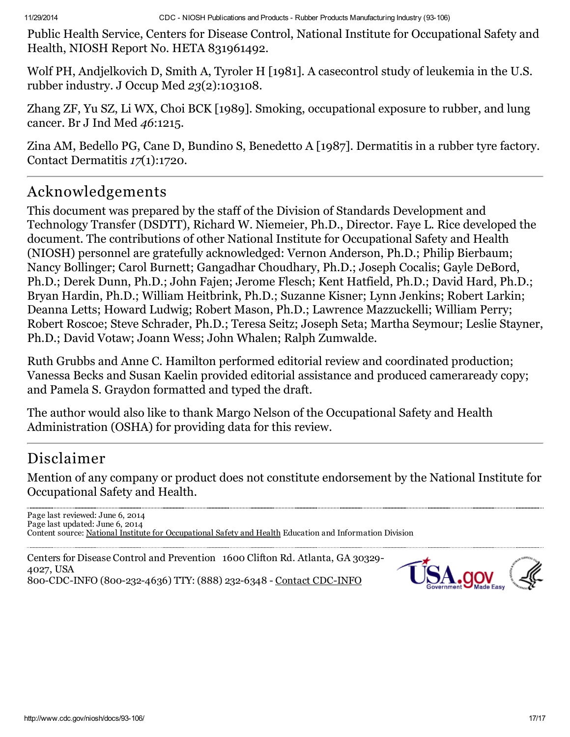Public Health Service, Centers for Disease Control, National Institute for Occupational Safety and Health, NIOSH Report No. HETA 831961492.

Wolf PH, Andjelkovich D, Smith A, Tyroler H [1981]. A casecontrol study of leukemia in the U.S. rubber industry. J Occup Med *23*(2):103108.

Zhang ZF, Yu SZ, Li WX, Choi BCK [1989]. Smoking, occupational exposure to rubber, and lung cancer. Br J Ind Med *46*:1215.

Zina AM, Bedello PG, Cane D, Bundino S, Benedetto A [1987]. Dermatitis in a rubber tyre factory. Contact Dermatitis *17*(1):1720.

---

## Acknowledgements

This document was prepared by the staff of the Division of Standards Development and Technology Transfer (DSDTT), Richard W. Niemeier, Ph.D., Director. Faye L. Rice developed the document. The contributions of other National Institute for Occupational Safety and Health (NIOSH) personnel are gratefully acknowledged: Vernon Anderson, Ph.D.; Philip Bierbaum; Nancy Bollinger; Carol Burnett; Gangadhar Choudhary, Ph.D.; Joseph Cocalis; Gayle DeBord, Ph.D.; Derek Dunn, Ph.D.; John Fajen; Jerome Flesch; Kent Hatfield, Ph.D.; David Hard, Ph.D.; Bryan Hardin, Ph.D.; William Heitbrink, Ph.D.; Suzanne Kisner; Lynn Jenkins; Robert Larkin; Deanna Letts; Howard Ludwig; Robert Mason, Ph.D.; Lawrence Mazzuckelli; William Perry; Robert Roscoe; Steve Schrader, Ph.D.; Teresa Seitz; Joseph Seta; Martha Seymour; Leslie Stayner, Ph.D.; David Votaw; Joann Wess; John Whalen; Ralph Zumwalde.

Ruth Grubbs and Anne C. Hamilton performed editorial review and coordinated production; Vanessa Becks and Susan Kaelin provided editorial assistance and produced cameraready copy; and Pamela S. Graydon formatted and typed the draft.

The author would also like to thank Margo Nelson of the Occupational Safety and Health Administration (OSHA) for providing data for this review.

---

## Disclaimer

Mention of any company or product does not constitute endorsement by the National Institute for Occupational Safety and Health.

---

Page last reviewed: June 6, 2014
Page last updated: June 6, 2014
Content source: National Institute for Occupational Safety and Health Education and Information Division

Centers for Disease Control and Prevention 1600 Clifton Rd. Atlanta, GA 30329-4027, USA
800-CDC-INFO (800-232-4636) TTY: (888) 232-6348 - Contact CDC-INFO